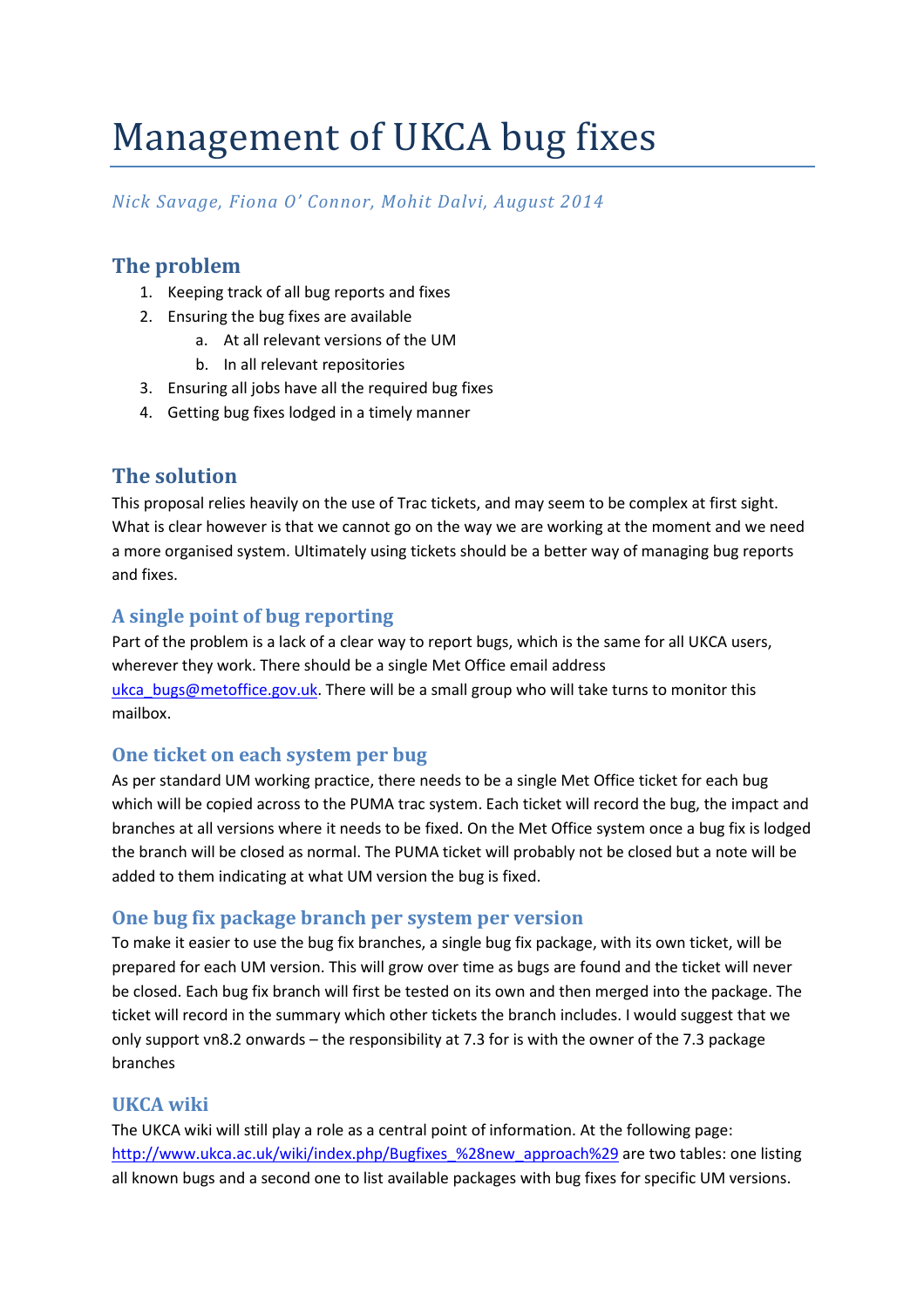# Management of UKCA bug fixes

*Nick Savage, Fiona O' Connor, Mohit Dalvi, August 2014*

## The problem

1. Keeping track of all bug reports and fixes
2. Ensuring the bug fixes are available
   a. At all relevant versions of the UM
   b. In all relevant repositories
3. Ensuring all jobs have all the required bug fixes
4. Getting bug fixes lodged in a timely manner

## The solution

This proposal relies heavily on the use of Trac tickets, and may seem to be complex at first sight. What is clear however is that we cannot go on the way we are working at the moment and we need a more organised system. Ultimately using tickets should be a better way of managing bug reports and fixes.

### A single point of bug reporting

Part of the problem is a lack of a clear way to report bugs, which is the same for all UKCA users, wherever they work. There should be a single Met Office email address ukca_bugs@metoffice.gov.uk. There will be a small group who will take turns to monitor this mailbox.

### One ticket on each system per bug

As per standard UM working practice, there needs to be a single Met Office ticket for each bug which will be copied across to the PUMA trac system. Each ticket will record the bug, the impact and branches at all versions where it needs to be fixed. On the Met Office system once a bug fix is lodged the branch will be closed as normal. The PUMA ticket will probably not be closed but a note will be added to them indicating at what UM version the bug is fixed.

### One bug fix package branch per system per version

To make it easier to use the bug fix branches, a single bug fix package, with its own ticket, will be prepared for each UM version. This will grow over time as bugs are found and the ticket will never be closed. Each bug fix branch will first be tested on its own and then merged into the package. The ticket will record in the summary which other tickets the branch includes. I would suggest that we only support vn8.2 onwards – the responsibility at 7.3 for is with the owner of the 7.3 package branches

### UKCA wiki

The UKCA wiki will still play a role as a central point of information. At the following page: http://www.ukca.ac.uk/wiki/index.php/Bugfixes_%28new_approach%29 are two tables: one listing all known bugs and a second one to list available packages with bug fixes for specific UM versions.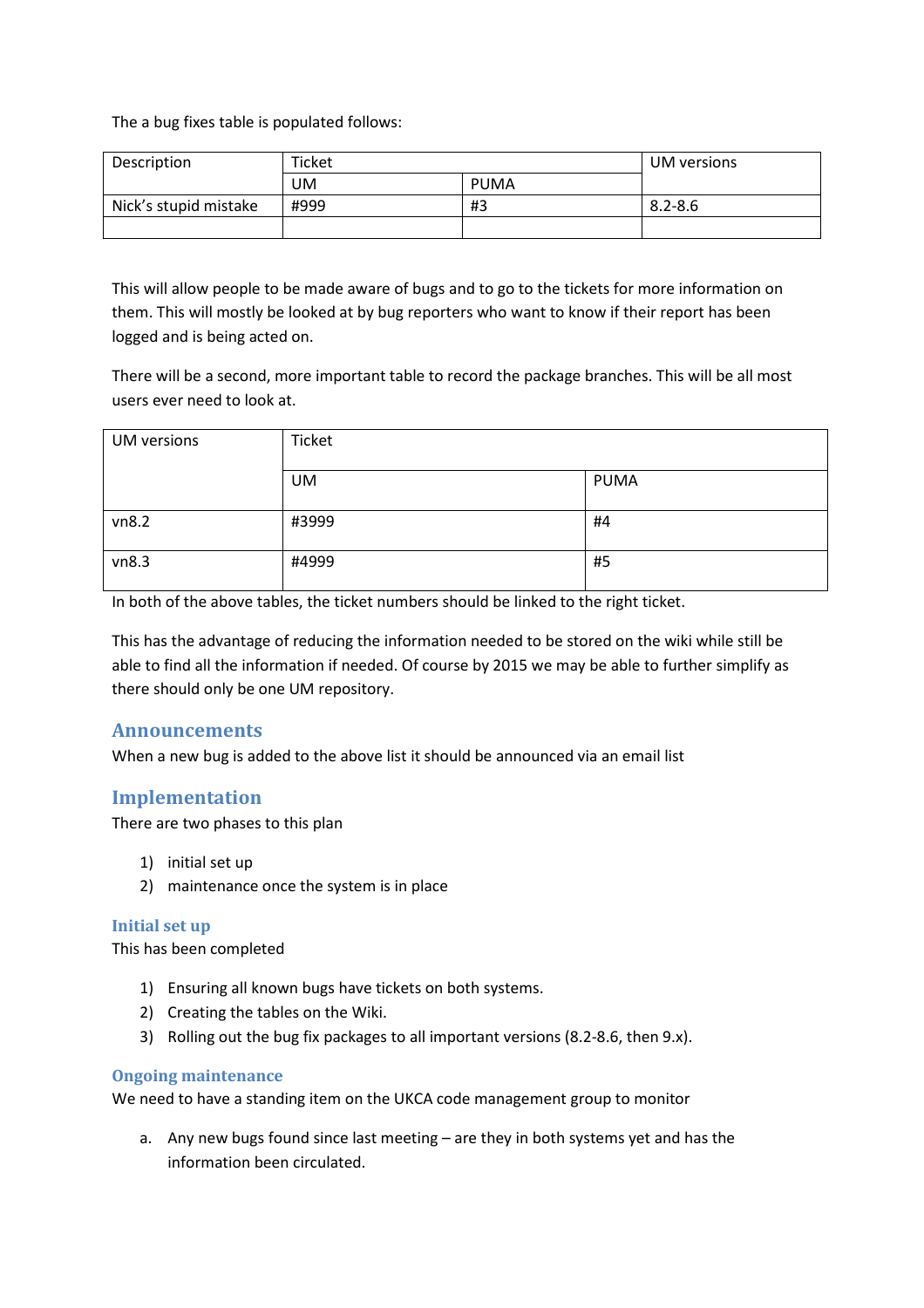The a bug fixes table is populated follows:

| Description | Ticket | | UM versions |
|---|---|---|---|
| | UM | PUMA | |
| Nick's stupid mistake | #999 | #3 | 8.2-8.6 |
| | | | |

This will allow people to be made aware of bugs and to go to the tickets for more information on them. This will mostly be looked at by bug reporters who want to know if their report has been logged and is being acted on.

There will be a second, more important table to record the package branches. This will be all most users ever need to look at.

| UM versions | Ticket | |
|---|---|---|
| | UM | PUMA |
| vn8.2 | #3999 | #4 |
| vn8.3 | #4999 | #5 |

In both of the above tables, the ticket numbers should be linked to the right ticket.

This has the advantage of reducing the information needed to be stored on the wiki while still be able to find all the information if needed. Of course by 2015 we may be able to further simplify as there should only be one UM repository.

## Announcements

When a new bug is added to the above list it should be announced via an email list

## Implementation

There are two phases to this plan

1) initial set up
2) maintenance once the system is in place

### Initial set up

This has been completed

1) Ensuring all known bugs have tickets on both systems.
2) Creating the tables on the Wiki.
3) Rolling out the bug fix packages to all important versions (8.2-8.6, then 9.x).

### Ongoing maintenance

We need to have a standing item on the UKCA code management group to monitor

a. Any new bugs found since last meeting – are they in both systems yet and has the information been circulated.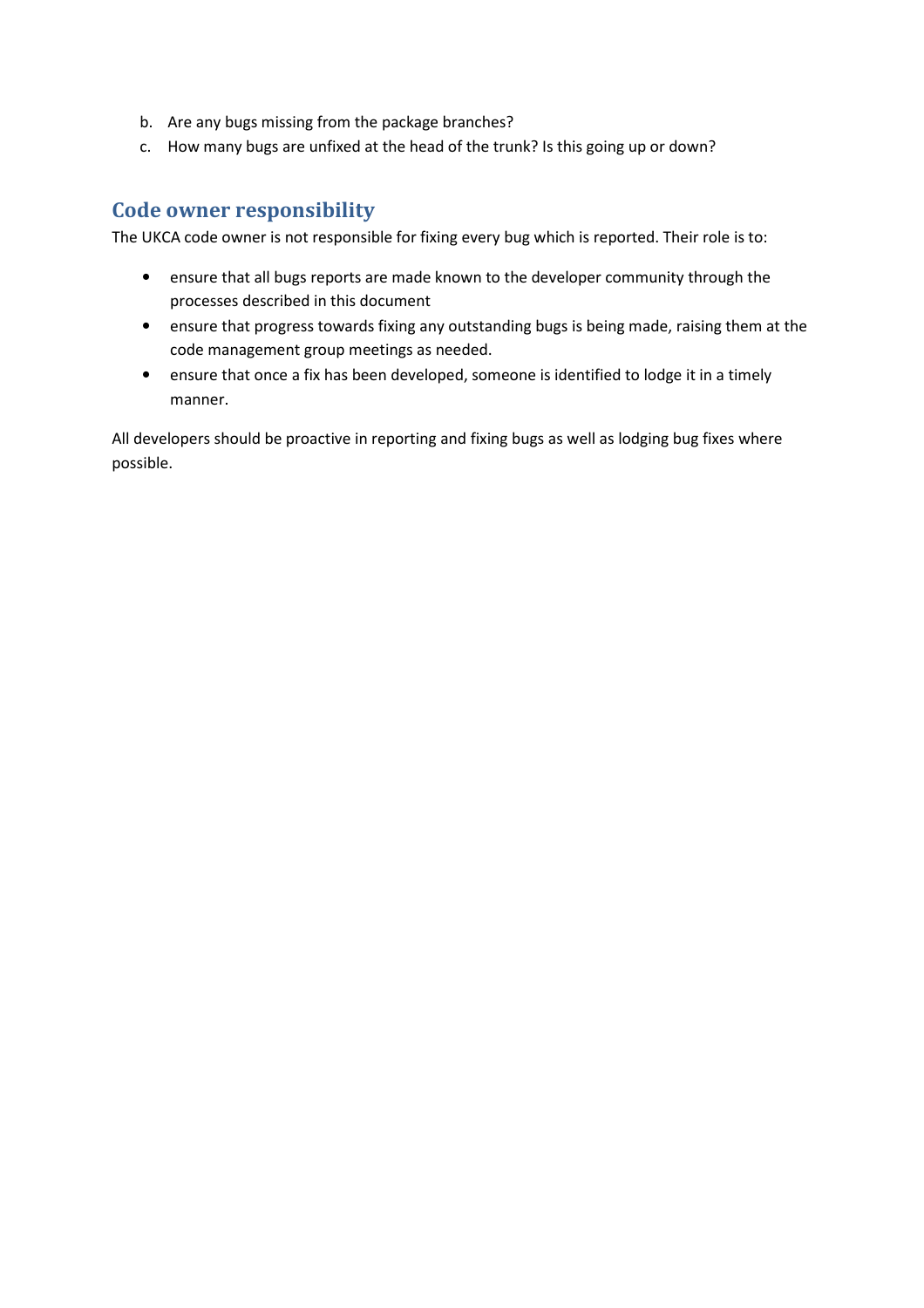b. Are any bugs missing from the package branches?
c. How many bugs are unfixed at the head of the trunk? Is this going up or down?

## Code owner responsibility

The UKCA code owner is not responsible for fixing every bug which is reported. Their role is to:

- ensure that all bugs reports are made known to the developer community through the processes described in this document
- ensure that progress towards fixing any outstanding bugs is being made, raising them at the code management group meetings as needed.
- ensure that once a fix has been developed, someone is identified to lodge it in a timely manner.

All developers should be proactive in reporting and fixing bugs as well as lodging bug fixes where possible.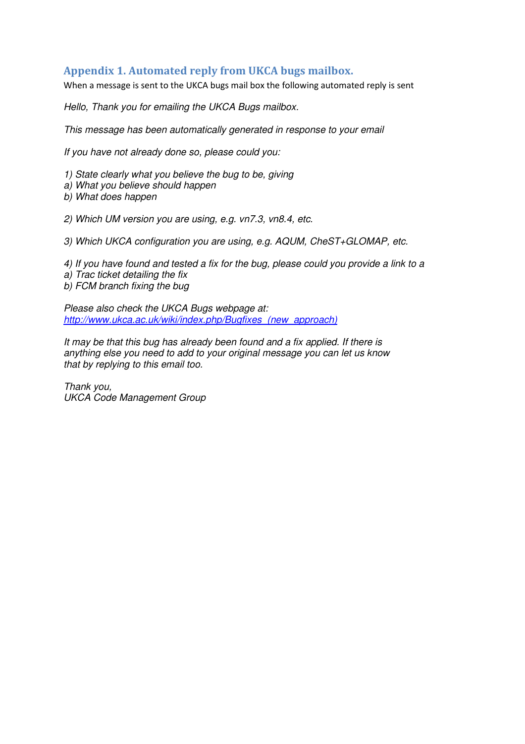## Appendix 1. Automated reply from UKCA bugs mailbox.

When a message is sent to the UKCA bugs mail box the following automated reply is sent

*Hello, Thank you for emailing the UKCA Bugs mailbox.*

*This message has been automatically generated in response to your email*

*If you have not already done so, please could you:*

*1) State clearly what you believe the bug to be, giving*
*a) What you believe should happen*
*b) What does happen*

*2) Which UM version you are using, e.g. vn7.3, vn8.4, etc.*

*3) Which UKCA configuration you are using, e.g. AQUM, CheST+GLOMAP, etc.*

*4) If you have found and tested a fix for the bug, please could you provide a link to a*
*a) Trac ticket detailing the fix*
*b) FCM branch fixing the bug*

*Please also check the UKCA Bugs webpage at:*
*[http://www.ukca.ac.uk/wiki/index.php/Bugfixes_(new_approach)](http://www.ukca.ac.uk/wiki/index.php/Bugfixes_(new_approach))*

*It may be that this bug has already been found and a fix applied. If there is anything else you need to add to your original message you can let us know that by replying to this email too.*

*Thank you,*
*UKCA Code Management Group*